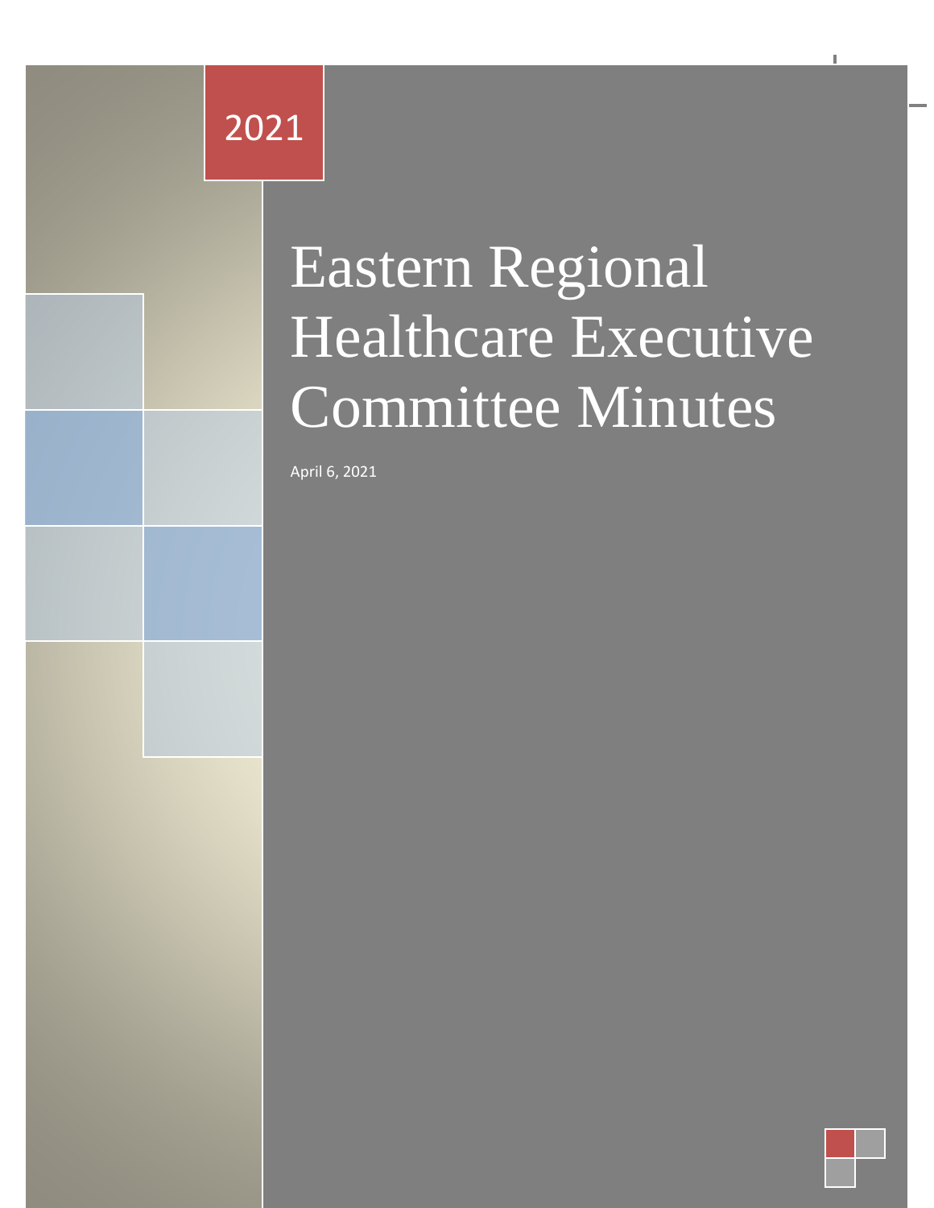2021

# Eastern Regional Healthcare Executive Committee Minutes

April 6, 2021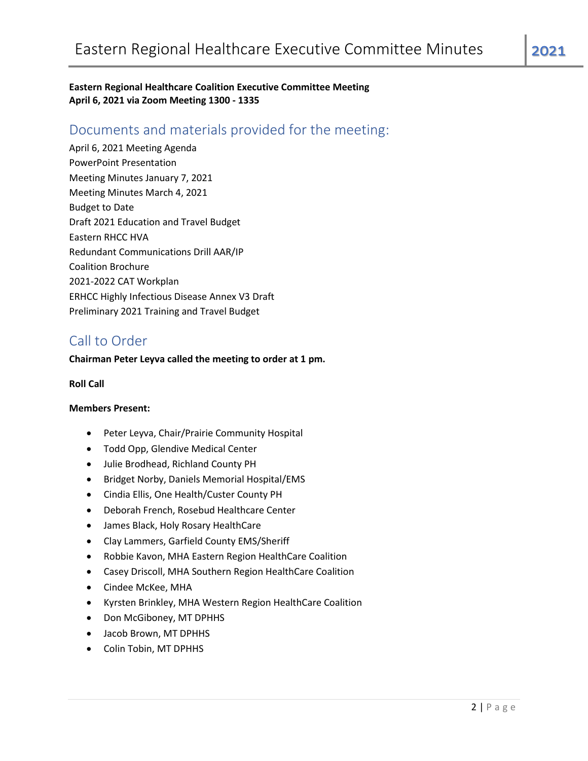**Eastern Regional Healthcare Coalition Executive Committee Meeting**
**April 6, 2021 via Zoom Meeting 1300 - 1335**

## Documents and materials provided for the meeting:

April 6, 2021 Meeting Agenda
PowerPoint Presentation
Meeting Minutes January 7, 2021
Meeting Minutes March 4, 2021
Budget to Date
Draft 2021 Education and Travel Budget
Eastern RHCC HVA
Redundant Communications Drill AAR/IP
Coalition Brochure
2021-2022 CAT Workplan
ERHCC Highly Infectious Disease Annex V3 Draft
Preliminary 2021 Training and Travel Budget

## Call to Order

**Chairman Peter Leyva called the meeting to order at 1 pm.**

**Roll Call**

**Members Present:**

- Peter Leyva, Chair/Prairie Community Hospital
- Todd Opp, Glendive Medical Center
- Julie Brodhead, Richland County PH
- Bridget Norby, Daniels Memorial Hospital/EMS
- Cindia Ellis, One Health/Custer County PH
- Deborah French, Rosebud Healthcare Center
- James Black, Holy Rosary HealthCare
- Clay Lammers, Garfield County EMS/Sheriff
- Robbie Kavon, MHA Eastern Region HealthCare Coalition
- Casey Driscoll, MHA Southern Region HealthCare Coalition
- Cindee McKee, MHA
- Kyrsten Brinkley, MHA Western Region HealthCare Coalition
- Don McGiboney, MT DPHHS
- Jacob Brown, MT DPHHS
- Colin Tobin, MT DPHHS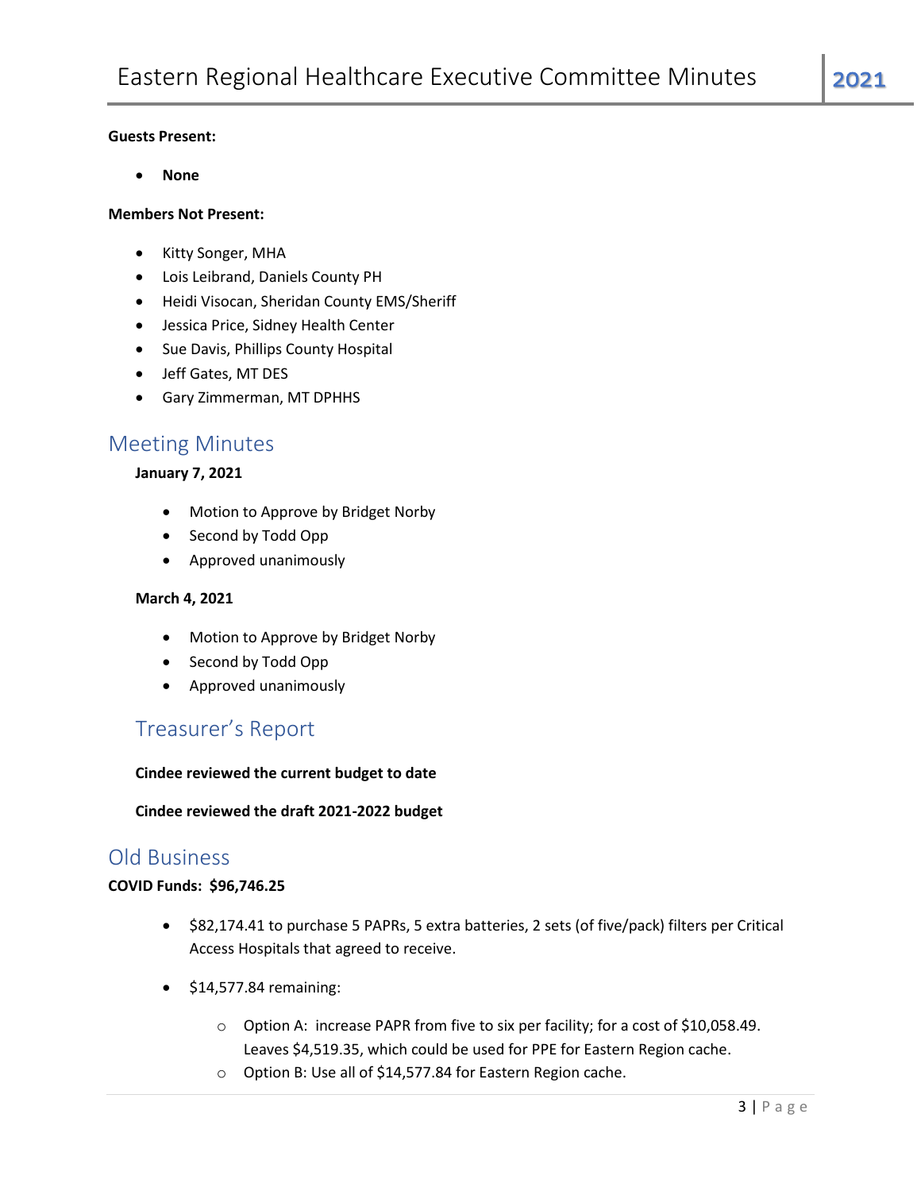**Guests Present:**

- **None**

**Members Not Present:**

- Kitty Songer, MHA
- Lois Leibrand, Daniels County PH
- Heidi Visocan, Sheridan County EMS/Sheriff
- Jessica Price, Sidney Health Center
- Sue Davis, Phillips County Hospital
- Jeff Gates, MT DES
- Gary Zimmerman, MT DPHHS

## Meeting Minutes

**January 7, 2021**

- Motion to Approve by Bridget Norby
- Second by Todd Opp
- Approved unanimously

**March 4, 2021**

- Motion to Approve by Bridget Norby
- Second by Todd Opp
- Approved unanimously

## Treasurer's Report

**Cindee reviewed the current budget to date**

**Cindee reviewed the draft 2021-2022 budget**

## Old Business

**COVID Funds: $96,746.25**

- $82,174.41 to purchase 5 PAPRs, 5 extra batteries, 2 sets (of five/pack) filters per Critical Access Hospitals that agreed to receive.
- $14,577.84 remaining:
  - Option A: increase PAPR from five to six per facility; for a cost of $10,058.49. Leaves $4,519.35, which could be used for PPE for Eastern Region cache.
  - Option B: Use all of $14,577.84 for Eastern Region cache.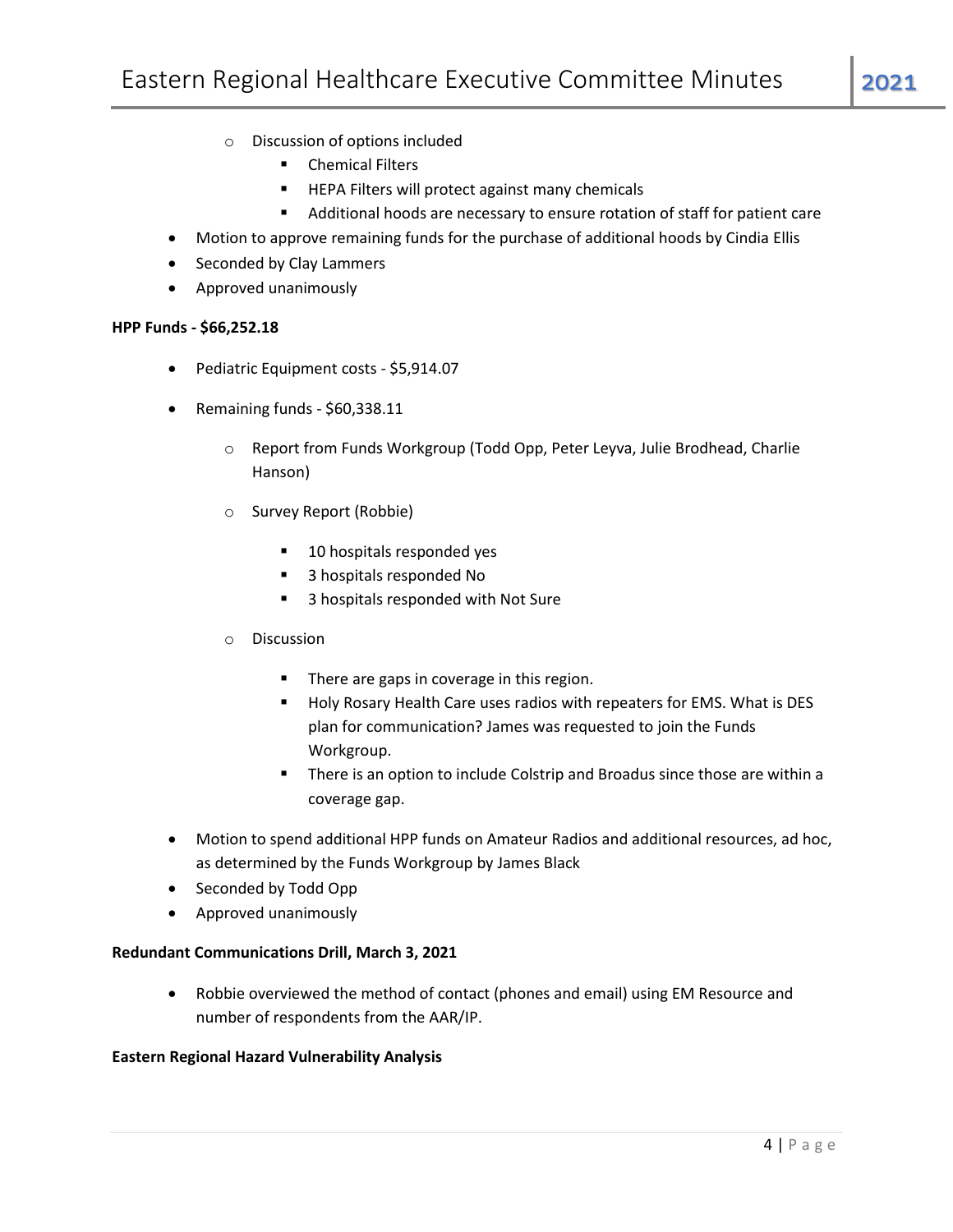- Discussion of options included
  - Chemical Filters
  - HEPA Filters will protect against many chemicals
  - Additional hoods are necessary to ensure rotation of staff for patient care
- Motion to approve remaining funds for the purchase of additional hoods by Cindia Ellis
- Seconded by Clay Lammers
- Approved unanimously

**HPP Funds - $66,252.18**

- Pediatric Equipment costs - $5,914.07
- Remaining funds - $60,338.11
  - Report from Funds Workgroup (Todd Opp, Peter Leyva, Julie Brodhead, Charlie Hanson)
  - Survey Report (Robbie)
    - 10 hospitals responded yes
    - 3 hospitals responded No
    - 3 hospitals responded with Not Sure
  - Discussion
    - There are gaps in coverage in this region.
    - Holy Rosary Health Care uses radios with repeaters for EMS. What is DES plan for communication? James was requested to join the Funds Workgroup.
    - There is an option to include Colstrip and Broadus since those are within a coverage gap.
- Motion to spend additional HPP funds on Amateur Radios and additional resources, ad hoc, as determined by the Funds Workgroup by James Black
- Seconded by Todd Opp
- Approved unanimously

**Redundant Communications Drill, March 3, 2021**

- Robbie overviewed the method of contact (phones and email) using EM Resource and number of respondents from the AAR/IP.

**Eastern Regional Hazard Vulnerability Analysis**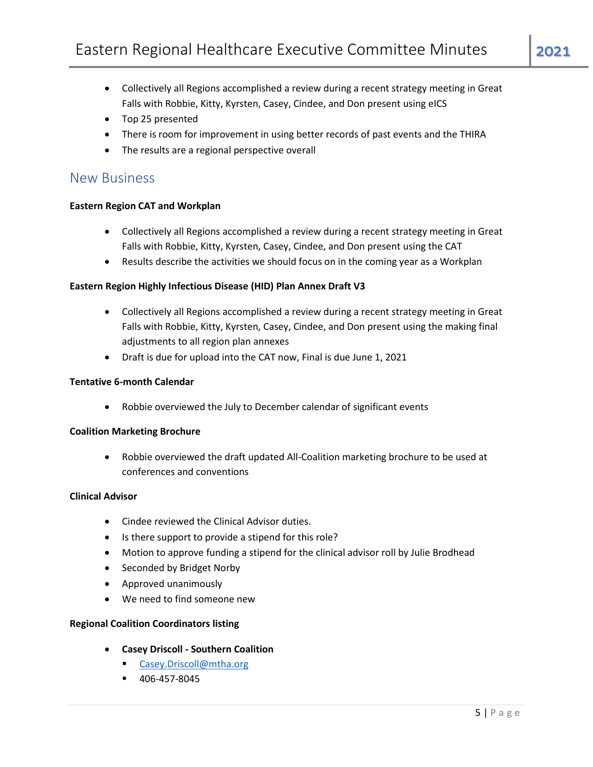- Collectively all Regions accomplished a review during a recent strategy meeting in Great Falls with Robbie, Kitty, Kyrsten, Casey, Cindee, and Don present using eICS
- Top 25 presented
- There is room for improvement in using better records of past events and the THIRA
- The results are a regional perspective overall

## New Business

**Eastern Region CAT and Workplan**

- Collectively all Regions accomplished a review during a recent strategy meeting in Great Falls with Robbie, Kitty, Kyrsten, Casey, Cindee, and Don present using the CAT
- Results describe the activities we should focus on in the coming year as a Workplan

**Eastern Region Highly Infectious Disease (HID) Plan Annex Draft V3**

- Collectively all Regions accomplished a review during a recent strategy meeting in Great Falls with Robbie, Kitty, Kyrsten, Casey, Cindee, and Don present using the making final adjustments to all region plan annexes
- Draft is due for upload into the CAT now, Final is due June 1, 2021

**Tentative 6-month Calendar**

- Robbie overviewed the July to December calendar of significant events

**Coalition Marketing Brochure**

- Robbie overviewed the draft updated All-Coalition marketing brochure to be used at conferences and conventions

**Clinical Advisor**

- Cindee reviewed the Clinical Advisor duties.
- Is there support to provide a stipend for this role?
- Motion to approve funding a stipend for the clinical advisor roll by Julie Brodhead
- Seconded by Bridget Norby
- Approved unanimously
- We need to find someone new

**Regional Coalition Coordinators listing**

- **Casey Driscoll - Southern Coalition**
  - Casey.Driscoll@mtha.org
  - 406-457-8045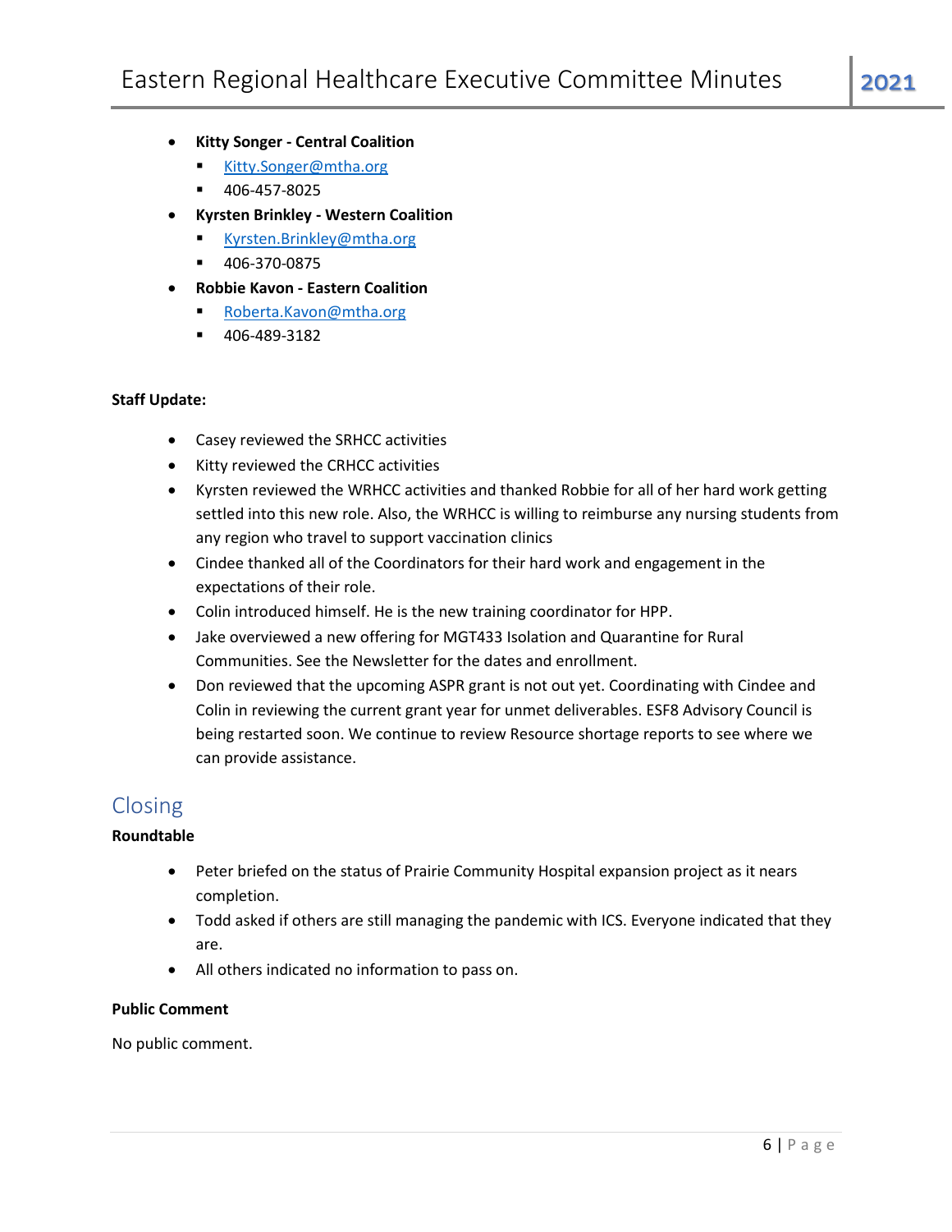- **Kitty Songer - Central Coalition**
  - Kitty.Songer@mtha.org
  - 406-457-8025
- **Kyrsten Brinkley - Western Coalition**
  - Kyrsten.Brinkley@mtha.org
  - 406-370-0875
- **Robbie Kavon - Eastern Coalition**
  - Roberta.Kavon@mtha.org
  - 406-489-3182

**Staff Update:**

- Casey reviewed the SRHCC activities
- Kitty reviewed the CRHCC activities
- Kyrsten reviewed the WRHCC activities and thanked Robbie for all of her hard work getting settled into this new role. Also, the WRHCC is willing to reimburse any nursing students from any region who travel to support vaccination clinics
- Cindee thanked all of the Coordinators for their hard work and engagement in the expectations of their role.
- Colin introduced himself. He is the new training coordinator for HPP.
- Jake overviewed a new offering for MGT433 Isolation and Quarantine for Rural Communities. See the Newsletter for the dates and enrollment.
- Don reviewed that the upcoming ASPR grant is not out yet. Coordinating with Cindee and Colin in reviewing the current grant year for unmet deliverables. ESF8 Advisory Council is being restarted soon. We continue to review Resource shortage reports to see where we can provide assistance.

## Closing

**Roundtable**

- Peter briefed on the status of Prairie Community Hospital expansion project as it nears completion.
- Todd asked if others are still managing the pandemic with ICS. Everyone indicated that they are.
- All others indicated no information to pass on.

**Public Comment**

No public comment.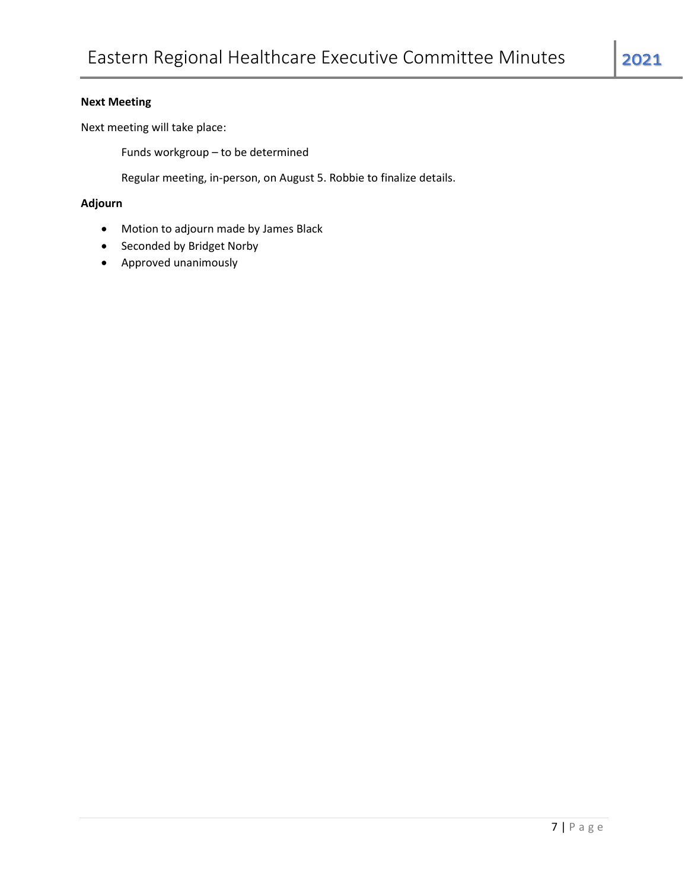**Next Meeting**

Next meeting will take place:

Funds workgroup – to be determined

Regular meeting, in-person, on August 5. Robbie to finalize details.

**Adjourn**

- Motion to adjourn made by James Black
- Seconded by Bridget Norby
- Approved unanimously